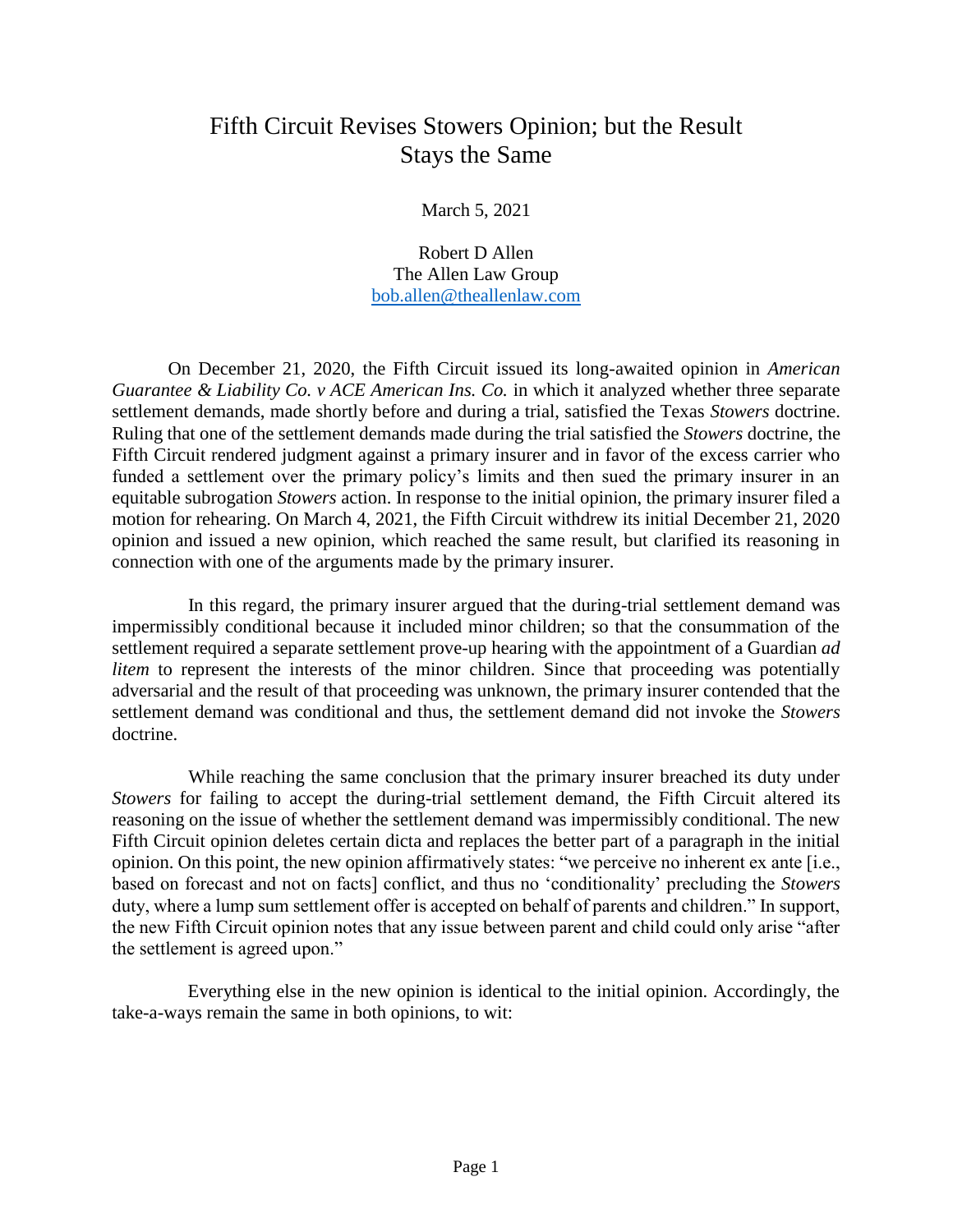# Fifth Circuit Revises Stowers Opinion; but the Result Stays the Same

March 5, 2021

Robert D Allen
The Allen Law Group
bob.allen@theallenlaw.com

On December 21, 2020, the Fifth Circuit issued its long-awaited opinion in *American Guarantee & Liability Co. v ACE American Ins. Co.* in which it analyzed whether three separate settlement demands, made shortly before and during a trial, satisfied the Texas *Stowers* doctrine. Ruling that one of the settlement demands made during the trial satisfied the *Stowers* doctrine, the Fifth Circuit rendered judgment against a primary insurer and in favor of the excess carrier who funded a settlement over the primary policy's limits and then sued the primary insurer in an equitable subrogation *Stowers* action. In response to the initial opinion, the primary insurer filed a motion for rehearing. On March 4, 2021, the Fifth Circuit withdrew its initial December 21, 2020 opinion and issued a new opinion, which reached the same result, but clarified its reasoning in connection with one of the arguments made by the primary insurer.

In this regard, the primary insurer argued that the during-trial settlement demand was impermissibly conditional because it included minor children; so that the consummation of the settlement required a separate settlement prove-up hearing with the appointment of a Guardian *ad litem* to represent the interests of the minor children. Since that proceeding was potentially adversarial and the result of that proceeding was unknown, the primary insurer contended that the settlement demand was conditional and thus, the settlement demand did not invoke the *Stowers* doctrine.

While reaching the same conclusion that the primary insurer breached its duty under *Stowers* for failing to accept the during-trial settlement demand, the Fifth Circuit altered its reasoning on the issue of whether the settlement demand was impermissibly conditional. The new Fifth Circuit opinion deletes certain dicta and replaces the better part of a paragraph in the initial opinion. On this point, the new opinion affirmatively states: "we perceive no inherent ex ante [i.e., based on forecast and not on facts] conflict, and thus no 'conditionality' precluding the *Stowers* duty, where a lump sum settlement offer is accepted on behalf of parents and children." In support, the new Fifth Circuit opinion notes that any issue between parent and child could only arise "after the settlement is agreed upon."

Everything else in the new opinion is identical to the initial opinion. Accordingly, the take-a-ways remain the same in both opinions, to wit: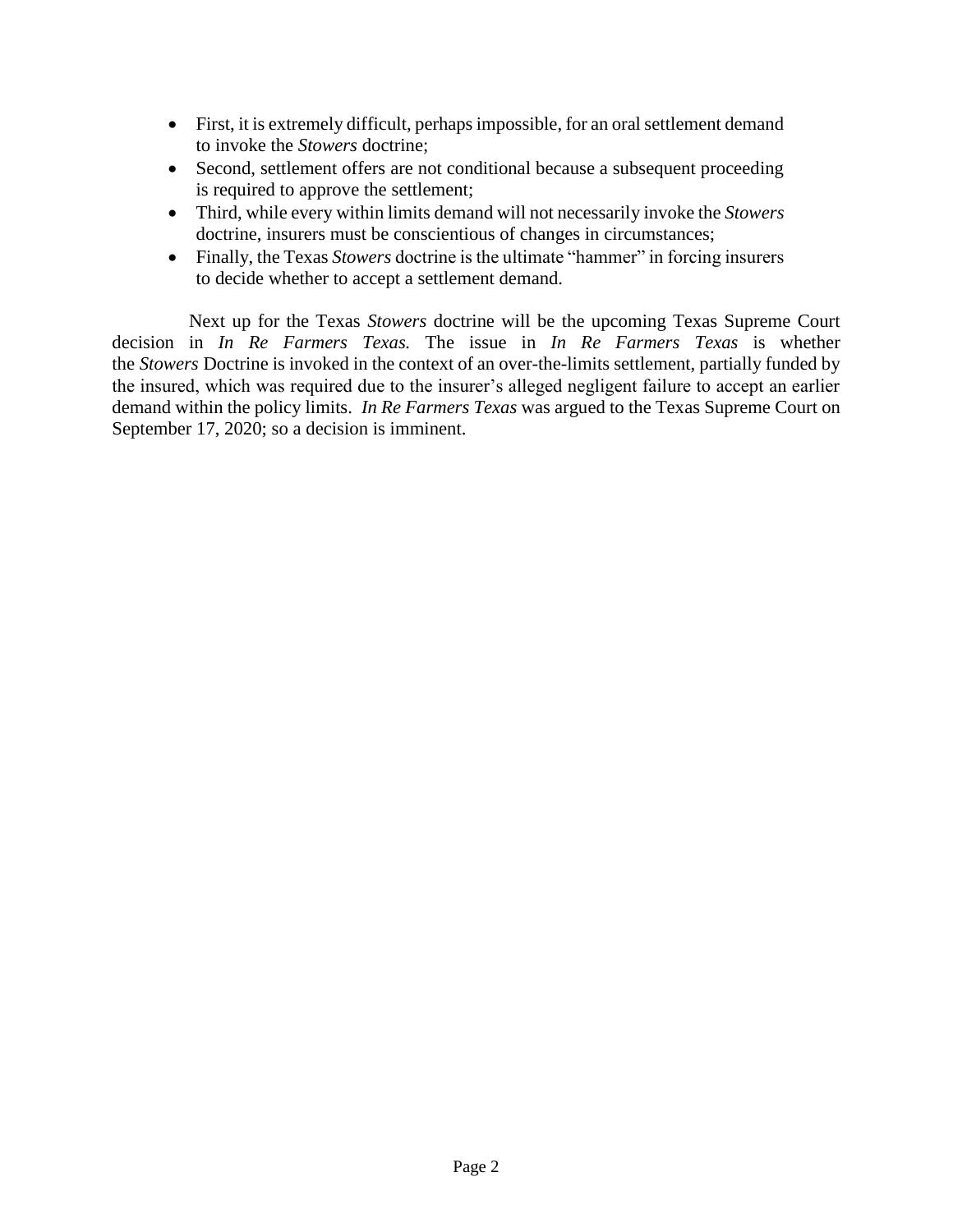- First, it is extremely difficult, perhaps impossible, for an oral settlement demand to invoke the *Stowers* doctrine;
- Second, settlement offers are not conditional because a subsequent proceeding is required to approve the settlement;
- Third, while every within limits demand will not necessarily invoke the *Stowers* doctrine, insurers must be conscientious of changes in circumstances;
- Finally, the Texas *Stowers* doctrine is the ultimate "hammer" in forcing insurers to decide whether to accept a settlement demand.

Next up for the Texas *Stowers* doctrine will be the upcoming Texas Supreme Court decision in *In Re Farmers Texas.* The issue in *In Re Farmers Texas* is whether the *Stowers* Doctrine is invoked in the context of an over-the-limits settlement, partially funded by the insured, which was required due to the insurer's alleged negligent failure to accept an earlier demand within the policy limits. *In Re Farmers Texas* was argued to the Texas Supreme Court on September 17, 2020; so a decision is imminent.